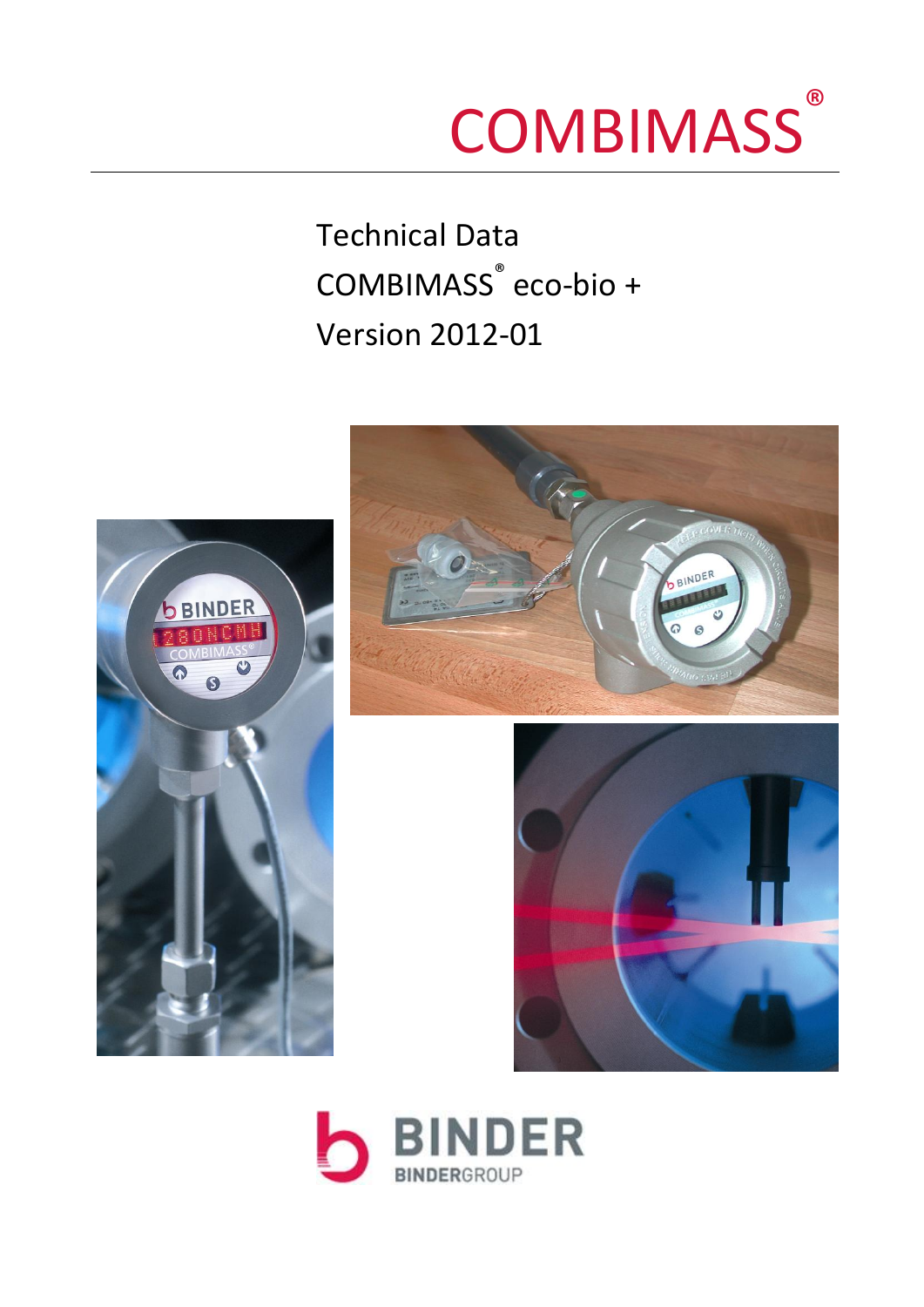# COMBIMASS®

Technical Data
COMBIMASS® eco-bio +
Version 2012-01

BINDER
BINDERGROUP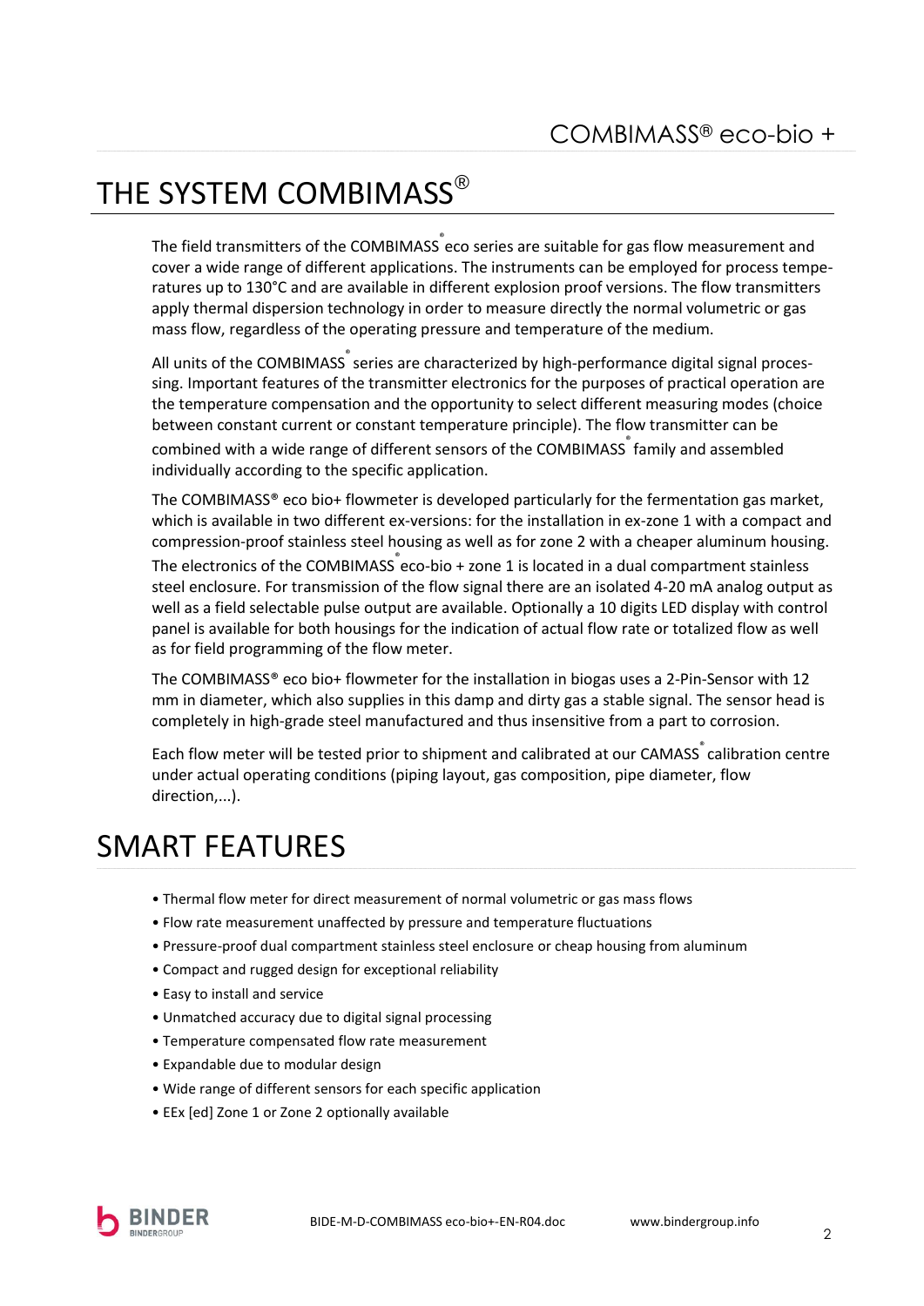# THE SYSTEM COMBIMASS®

The field transmitters of the COMBIMASS® eco series are suitable for gas flow measurement and cover a wide range of different applications. The instruments can be employed for process temperatures up to 130°C and are available in different explosion proof versions. The flow transmitters apply thermal dispersion technology in order to measure directly the normal volumetric or gas mass flow, regardless of the operating pressure and temperature of the medium.

All units of the COMBIMASS® series are characterized by high-performance digital signal processing. Important features of the transmitter electronics for the purposes of practical operation are the temperature compensation and the opportunity to select different measuring modes (choice between constant current or constant temperature principle). The flow transmitter can be combined with a wide range of different sensors of the COMBIMASS® family and assembled individually according to the specific application.

The COMBIMASS® eco bio+ flowmeter is developed particularly for the fermentation gas market, which is available in two different ex-versions: for the installation in ex-zone 1 with a compact and compression-proof stainless steel housing as well as for zone 2 with a cheaper aluminum housing. The electronics of the COMBIMASS® eco-bio + zone 1 is located in a dual compartment stainless steel enclosure. For transmission of the flow signal there are an isolated 4-20 mA analog output as well as a field selectable pulse output are available. Optionally a 10 digits LED display with control panel is available for both housings for the indication of actual flow rate or totalized flow as well as for field programming of the flow meter.

The COMBIMASS® eco bio+ flowmeter for the installation in biogas uses a 2-Pin-Sensor with 12 mm in diameter, which also supplies in this damp and dirty gas a stable signal. The sensor head is completely in high-grade steel manufactured and thus insensitive from a part to corrosion.

Each flow meter will be tested prior to shipment and calibrated at our CAMASS® calibration centre under actual operating conditions (piping layout, gas composition, pipe diameter, flow direction,...).

# SMART FEATURES

- Thermal flow meter for direct measurement of normal volumetric or gas mass flows
- Flow rate measurement unaffected by pressure and temperature fluctuations
- Pressure-proof dual compartment stainless steel enclosure or cheap housing from aluminum
- Compact and rugged design for exceptional reliability
- Easy to install and service
- Unmatched accuracy due to digital signal processing
- Temperature compensated flow rate measurement
- Expandable due to modular design
- Wide range of different sensors for each specific application
- EEx [ed] Zone 1 or Zone 2 optionally available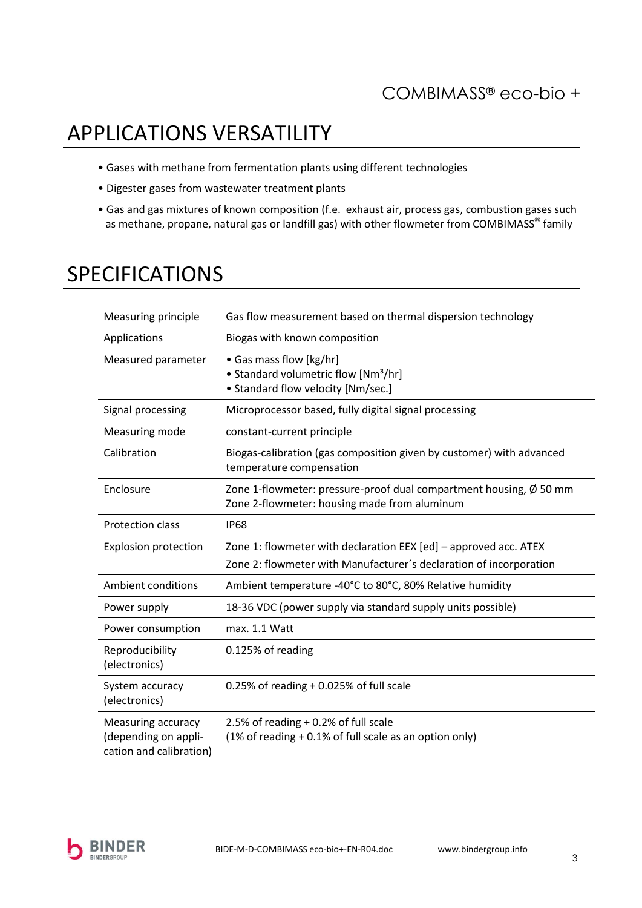## APPLICATIONS VERSATILITY

- Gases with methane from fermentation plants using different technologies
- Digester gases from wastewater treatment plants
- Gas and gas mixtures of known composition (f.e. exhaust air, process gas, combustion gases such as methane, propane, natural gas or landfill gas) with other flowmeter from COMBIMASS® family

## SPECIFICATIONS

| | |
|---|---|
| Measuring principle | Gas flow measurement based on thermal dispersion technology |
| Applications | Biogas with known composition |
| Measured parameter | • Gas mass flow [kg/hr]<br>• Standard volumetric flow [Nm³/hr]<br>• Standard flow velocity [Nm/sec.] |
| Signal processing | Microprocessor based, fully digital signal processing |
| Measuring mode | constant-current principle |
| Calibration | Biogas-calibration (gas composition given by customer) with advanced temperature compensation |
| Enclosure | Zone 1-flowmeter: pressure-proof dual compartment housing, Ø 50 mm<br>Zone 2-flowmeter: housing made from aluminum |
| Protection class | IP68 |
| Explosion protection | Zone 1: flowmeter with declaration EEX [ed] – approved acc. ATEX<br>Zone 2: flowmeter with Manufacturer´s declaration of incorporation |
| Ambient conditions | Ambient temperature -40°C to 80°C, 80% Relative humidity |
| Power supply | 18-36 VDC (power supply via standard supply units possible) |
| Power consumption | max. 1.1 Watt |
| Reproducibility (electronics) | 0.125% of reading |
| System accuracy (electronics) | 0.25% of reading + 0.025% of full scale |
| Measuring accuracy (depending on application and calibration) | 2.5% of reading + 0.2% of full scale<br>(1% of reading + 0.1% of full scale as an option only) |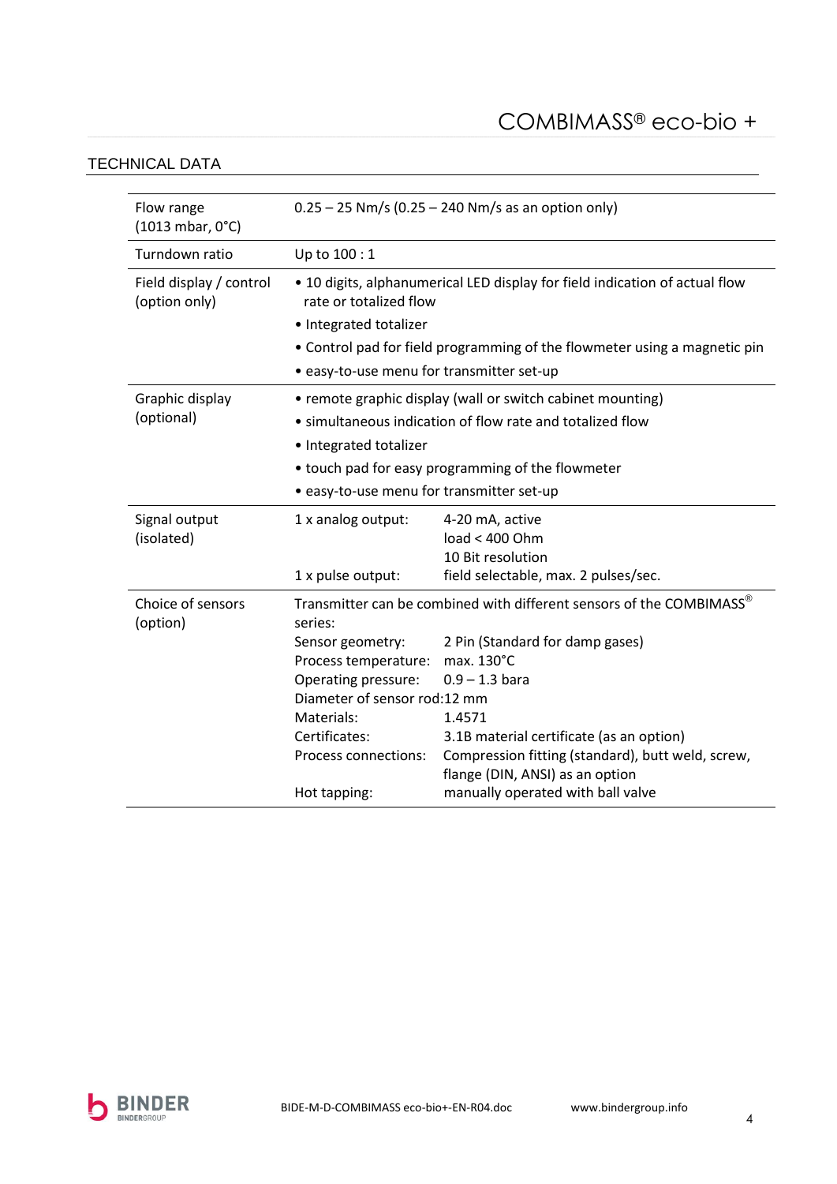## TECHNICAL DATA

| | |
|---|---|
| Flow range (1013 mbar, 0°C) | 0.25 – 25 Nm/s (0.25 – 240 Nm/s as an option only) |
| Turndown ratio | Up to 100 : 1 |
| Field display / control (option only) | • 10 digits, alphanumerical LED display for field indication of actual flow rate or totalized flow<br>• Integrated totalizer<br>• Control pad for field programming of the flowmeter using a magnetic pin<br>• easy-to-use menu for transmitter set-up |
| Graphic display (optional) | • remote graphic display (wall or switch cabinet mounting)<br>• simultaneous indication of flow rate and totalized flow<br>• Integrated totalizer<br>• touch pad for easy programming of the flowmeter<br>• easy-to-use menu for transmitter set-up |
| Signal output (isolated) | 1 x analog output: 4-20 mA, active<br>load < 400 Ohm<br>10 Bit resolution<br>1 x pulse output: field selectable, max. 2 pulses/sec. |
| Choice of sensors (option) | Transmitter can be combined with different sensors of the COMBIMASS® series:<br>Sensor geometry: 2 Pin (Standard for damp gases)<br>Process temperature: max. 130°C<br>Operating pressure: 0.9 – 1.3 bara<br>Diameter of sensor rod: 12 mm<br>Materials: 1.4571<br>Certificates: 3.1B material certificate (as an option)<br>Process connections: Compression fitting (standard), butt weld, screw, flange (DIN, ANSI) as an option<br>Hot tapping: manually operated with ball valve |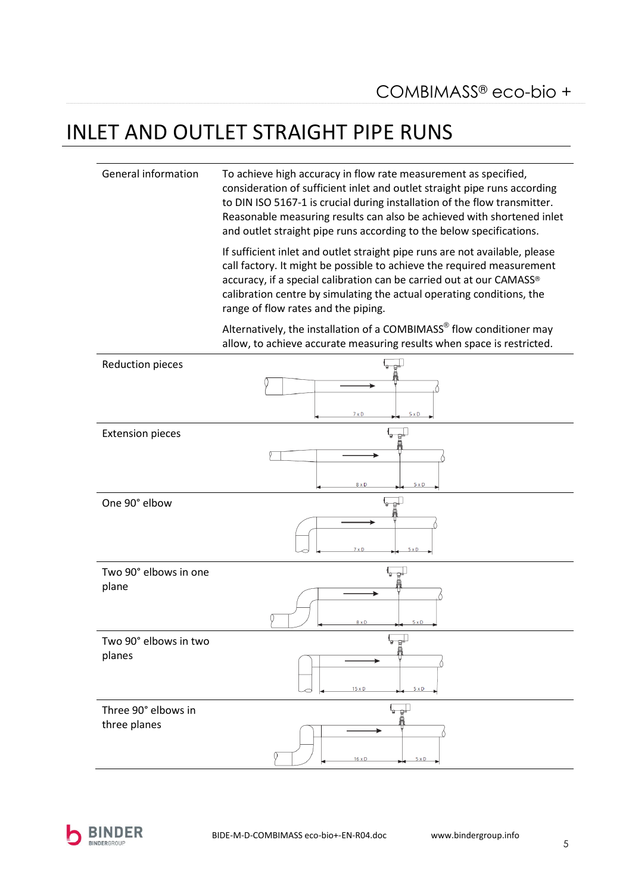# INLET AND OUTLET STRAIGHT PIPE RUNS

| | |
|---|---|
| General information | To achieve high accuracy in flow rate measurement as specified, consideration of sufficient inlet and outlet straight pipe runs according to DIN ISO 5167-1 is crucial during installation of the flow transmitter. Reasonable measuring results can also be achieved with shortened inlet and outlet straight pipe runs according to the below specifications.<br><br>If sufficient inlet and outlet straight pipe runs are not available, please call factory. It might be possible to achieve the required measurement accuracy, if a special calibration can be carried out at our CAMASS® calibration centre by simulating the actual operating conditions, the range of flow rates and the piping.<br><br>Alternatively, the installation of a COMBIMASS® flow conditioner may allow, to achieve accurate measuring results when space is restricted. |
| Reduction pieces | 7 x D / 5 x D |
| Extension pieces | 8 x D / 5 x D |
| One 90° elbow | 7 x D / 5 x D |
| Two 90° elbows in one plane | 8 x D / 5 x D |
| Two 90° elbows in two planes | 15 x D / 5 x D |
| Three 90° elbows in three planes | 16 x D / 5 x D |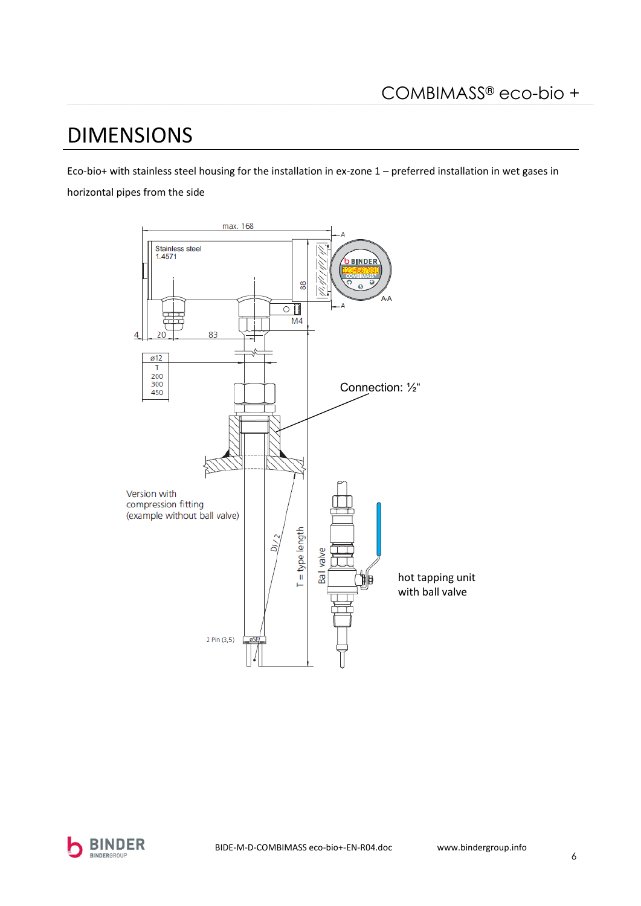# DIMENSIONS

Eco-bio+ with stainless steel housing for the installation in ex-zone 1 – preferred installation in wet gases in horizontal pipes from the side

max. 168

Stainless steel 1.4571

88

M4

4 20 83

| ø12 |
| --- |
| T |
| 200 |
| 300 |
| 450 |

Connection: ½“

Version with compression fitting (example without ball valve)

DI / 2

T = type length

Ball valve

hot tapping unit with ball valve

2 Pin (3,5)

øSE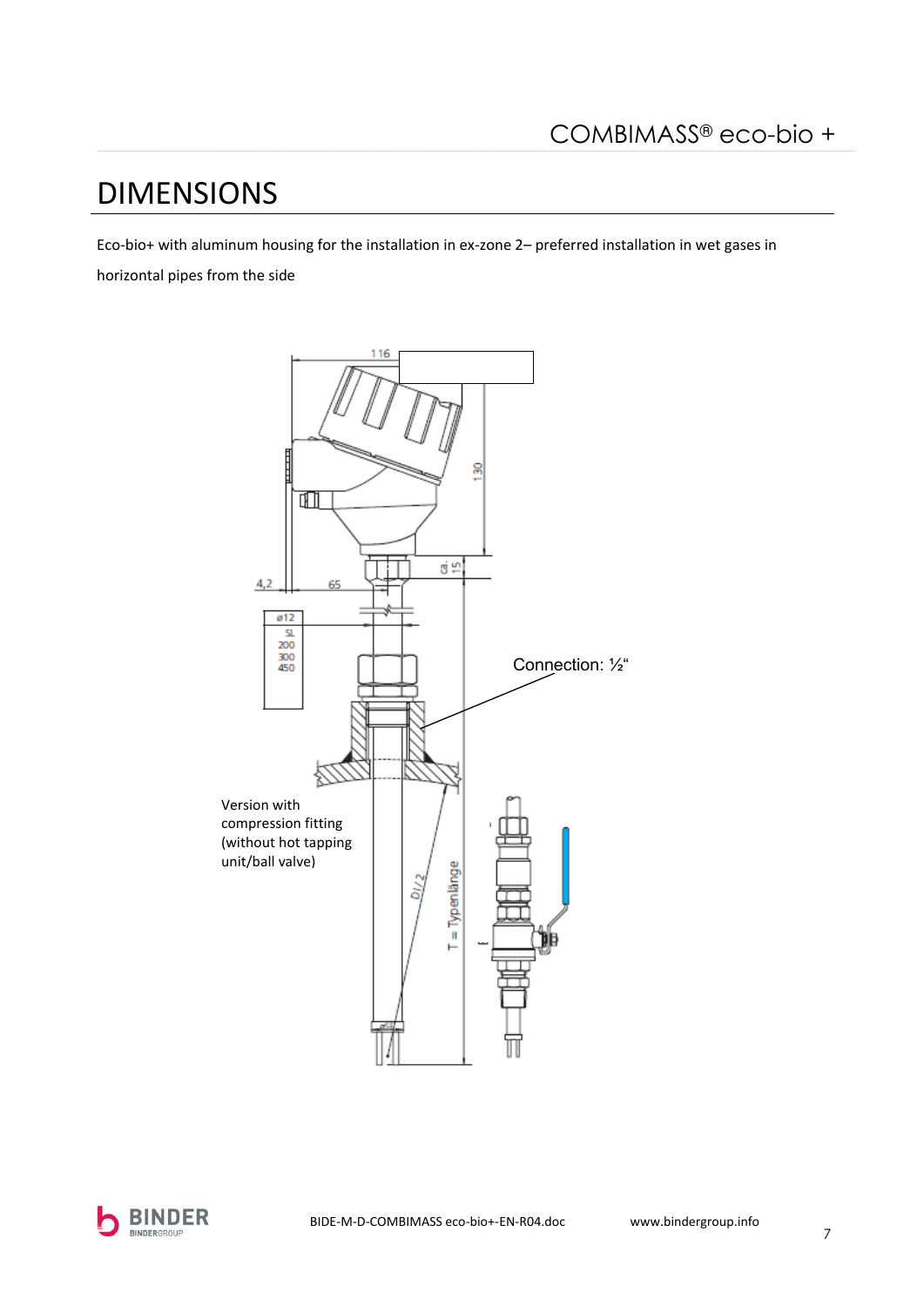# DIMENSIONS

Eco-bio+ with aluminum housing for the installation in ex-zone 2– preferred installation in wet gases in horizontal pipes from the side

116

130

ca. 15

4,2

65

ø12

SL
200
300
450

Connection: ½"

Version with compression fitting (without hot tapping unit/ball valve)

Di/2

T = Typenlänge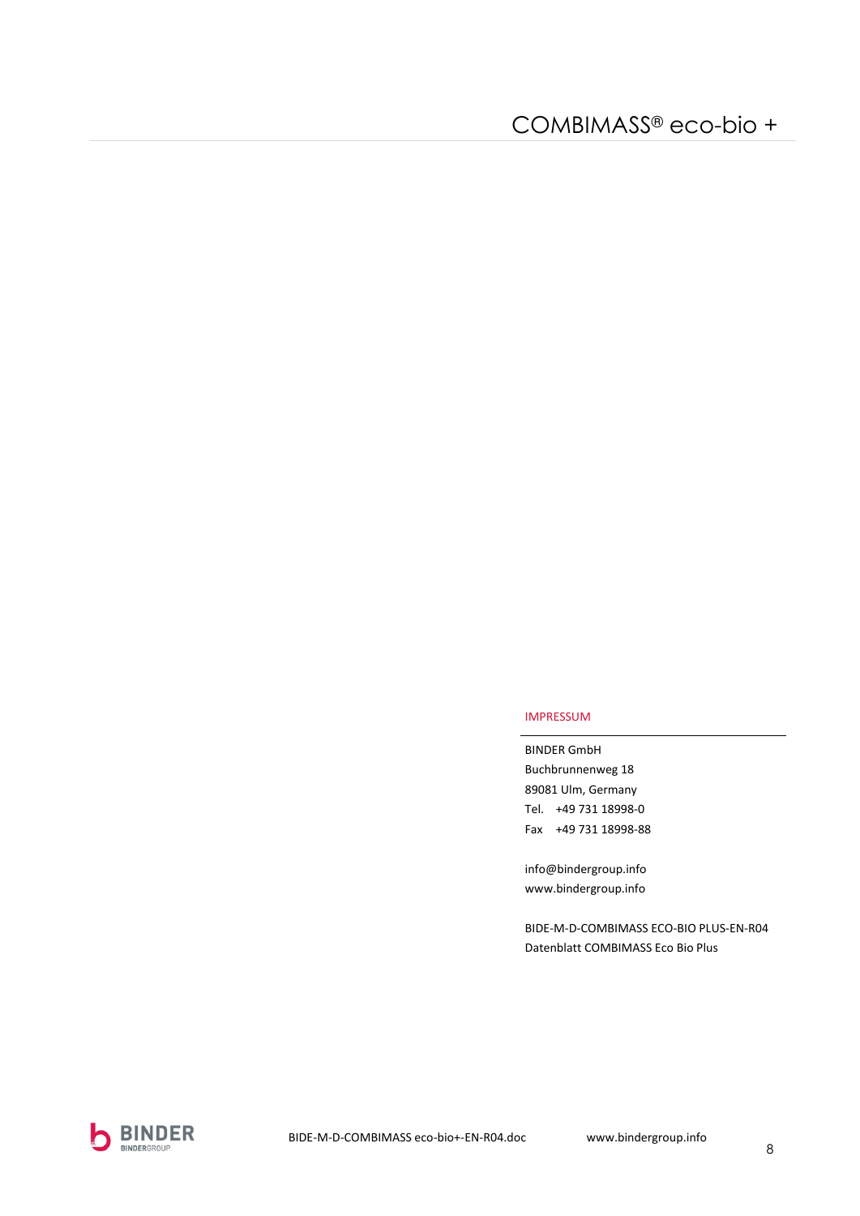## IMPRESSUM

BINDER GmbH
Buchbrunnenweg 18
89081 Ulm, Germany
Tel. +49 731 18998-0
Fax +49 731 18998-88

info@bindergroup.info
www.bindergroup.info

BIDE-M-D-COMBIMASS ECO-BIO PLUS-EN-R04
Datenblatt COMBIMASS Eco Bio Plus